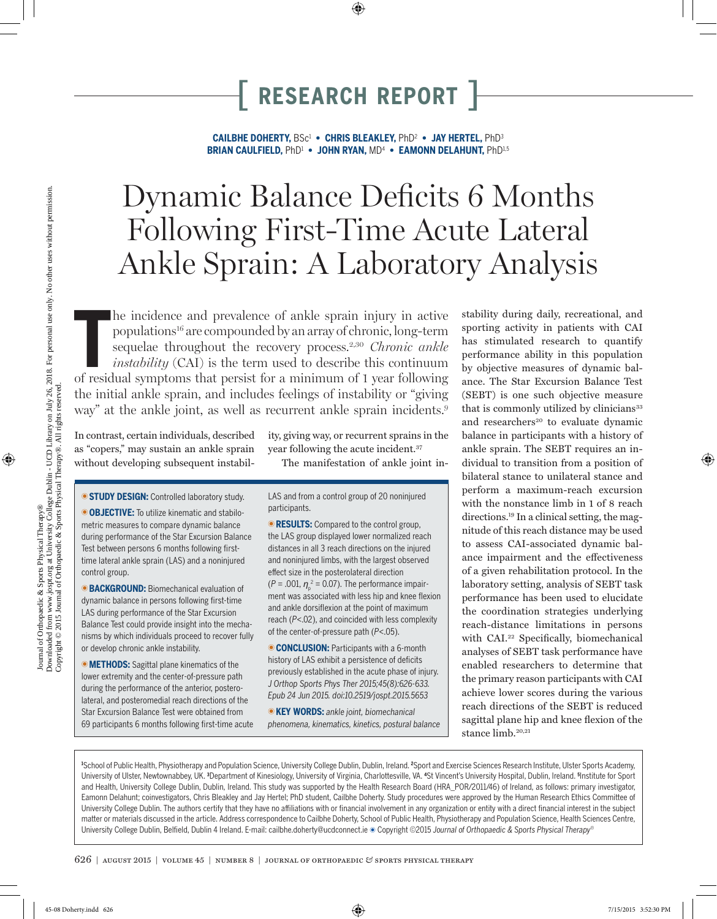# [ RESEARCH REPORT ]

**CAILBHE DOHERTY,** BSc[1] • **CHRIS BLEAKLEY,** PhD[2] • **JAY HERTEL,** PhD[3]
**BRIAN CAULFIELD,** PhD[1] • **JOHN RYAN,** MD[4] • **EAMONN DELAHUNT,** PhD[1,5]

# Dynamic Balance Deficits 6 Months Following First-Time Acute Lateral Ankle Sprain: A Laboratory Analysis

The incidence and prevalence of ankle sprain injury in active populations[16] are compounded by an array of chronic, long-term sequelae throughout the recovery process.[2,30] *Chronic ankle instability* (CAI) is the term used to describe this continuum of residual symptoms that persist for a minimum of 1 year following the initial ankle sprain, and includes feelings of instability or "giving way" at the ankle joint, as well as recurrent ankle sprain incidents.[9]

In contrast, certain individuals, described as "copers," may sustain an ankle sprain without developing subsequent instability, giving way, or recurrent sprains in the year following the acute incident.[37]

The manifestation of ankle joint instability during daily, recreational, and sporting activity in patients with CAI has stimulated research to quantify performance ability in this population by objective measures of dynamic balance. The Star Excursion Balance Test (SEBT) is one such objective measure that is commonly utilized by clinicians[33] and researchers[20] to evaluate dynamic balance in participants with a history of ankle sprain. The SEBT requires an individual to transition from a position of bilateral stance to unilateral stance and perform a maximum-reach excursion with the nonstance limb in 1 of 8 reach directions.[19] In a clinical setting, the magnitude of this reach distance may be used to assess CAI-associated dynamic balance impairment and the effectiveness of a given rehabilitation protocol. In the laboratory setting, analysis of SEBT task performance has been used to elucidate the coordination strategies underlying reach-distance limitations in persons with CAI.[22] Specifically, biomechanical analyses of SEBT task performance have enabled researchers to determine that the primary reason participants with CAI achieve lower scores during the various reach directions of the SEBT is reduced sagittal plane hip and knee flexion of the stance limb.[20,21]

**STUDY DESIGN:** Controlled laboratory study.

**OBJECTIVE:** To utilize kinematic and stabilometric measures to compare dynamic balance during performance of the Star Excursion Balance Test between persons 6 months following first-time lateral ankle sprain (LAS) and a noninjured control group.

**BACKGROUND:** Biomechanical evaluation of dynamic balance in persons following first-time LAS during performance of the Star Excursion Balance Test could provide insight into the mechanisms by which individuals proceed to recover fully or develop chronic ankle instability.

**METHODS:** Sagittal plane kinematics of the lower extremity and the center-of-pressure path during the performance of the anterior, posterolateral, and posteromedial reach directions of the Star Excursion Balance Test were obtained from 69 participants 6 months following first-time acute LAS and from a control group of 20 noninjured participants.

**RESULTS:** Compared to the control group, the LAS group displayed lower normalized reach distances in all 3 reach directions on the injured and noninjured limbs, with the largest observed effect size in the posterolateral direction ($P$ = .001, $\eta_p^2$ = 0.07). The performance impairment was associated with less hip and knee flexion and ankle dorsiflexion at the point of maximum reach ($P$<.02), and coincided with less complexity of the center-of-pressure path ($P$<.05).

**CONCLUSION:** Participants with a 6-month history of LAS exhibit a persistence of deficits previously established in the acute phase of injury. *J Orthop Sports Phys Ther 2015;45(8):626-633. Epub 24 Jun 2015. doi:10.2519/jospt.2015.5653*

**KEY WORDS:** *ankle joint, biomechanical phenomena, kinematics, kinetics, postural balance*

[1]School of Public Health, Physiotherapy and Population Science, University College Dublin, Dublin, Ireland. [2]Sport and Exercise Sciences Research Institute, Ulster Sports Academy, University of Ulster, Newtownabbey, UK. [3]Department of Kinesiology, University of Virginia, Charlottesville, VA. [4]St Vincent's University Hospital, Dublin, Ireland. [5]Institute for Sport and Health, University College Dublin, Dublin, Ireland. This study was supported by the Health Research Board (HRA_POR/2011/46) of Ireland, as follows: primary investigator, Eamonn Delahunt; coinvestigators, Chris Bleakley and Jay Hertel; PhD student, Cailbhe Doherty. Study procedures were approved by the Human Research Ethics Committee of University College Dublin. The authors certify that they have no affiliations with or financial involvement in any organization or entity with a direct financial interest in the subject matter or materials discussed in the article. Address correspondence to Cailbhe Doherty, School of Public Health, Physiotherapy and Population Science, Health Sciences Centre, University College Dublin, Belfield, Dublin 4 Ireland. E-mail: cailbhe.doherty@ucdconnect.ie • Copyright ©2015 *Journal of Orthopaedic & Sports Physical Therapy®*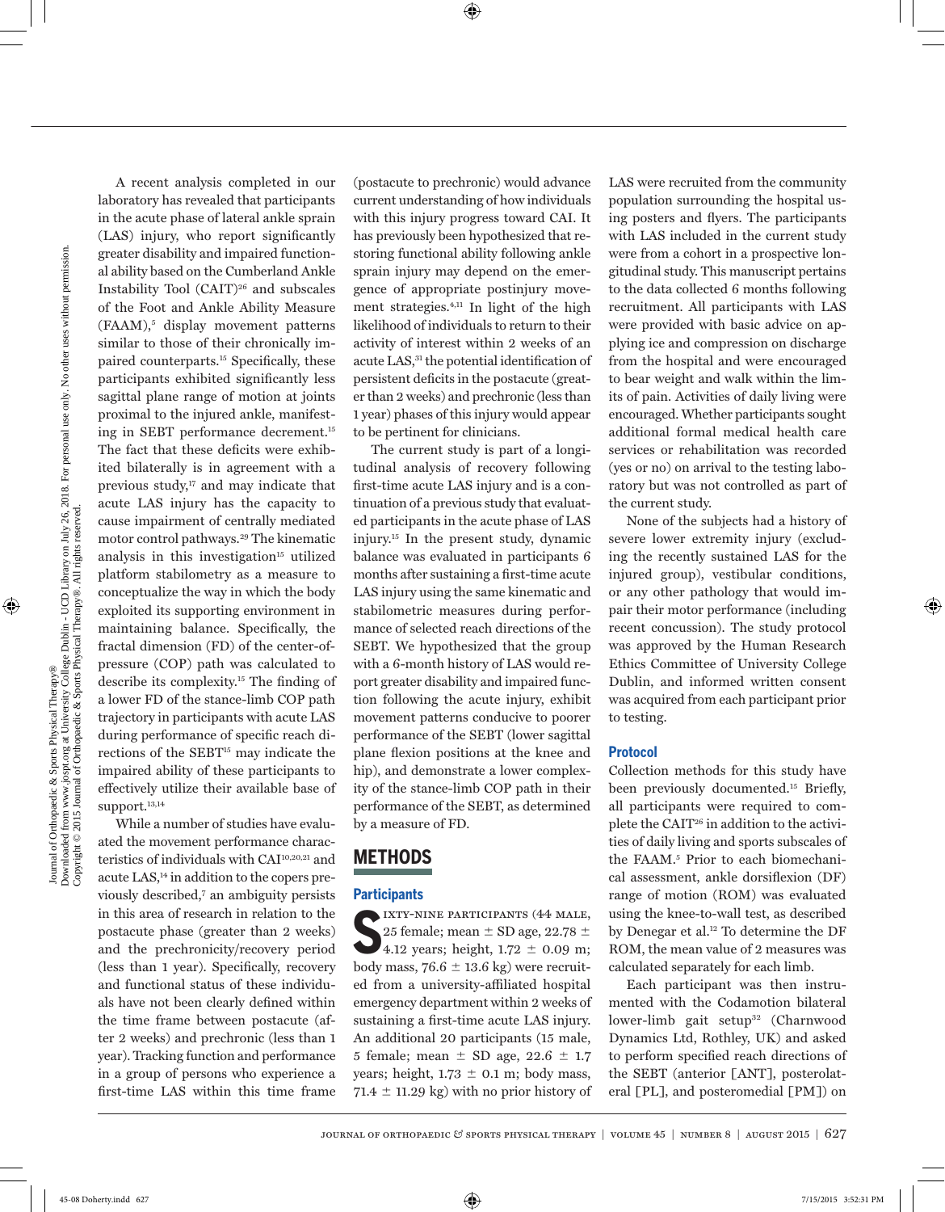A recent analysis completed in our laboratory has revealed that participants in the acute phase of lateral ankle sprain (LAS) injury, who report significantly greater disability and impaired functional ability based on the Cumberland Ankle Instability Tool (CAIT)[26] and subscales of the Foot and Ankle Ability Measure (FAAM),[5] display movement patterns similar to those of their chronically impaired counterparts.[15] Specifically, these participants exhibited significantly less sagittal plane range of motion at joints proximal to the injured ankle, manifesting in SEBT performance decrement.[15] The fact that these deficits were exhibited bilaterally is in agreement with a previous study,[17] and may indicate that acute LAS injury has the capacity to cause impairment of centrally mediated motor control pathways.[29] The kinematic analysis in this investigation[15] utilized platform stabilometry as a measure to conceptualize the way in which the body exploited its supporting environment in maintaining balance. Specifically, the fractal dimension (FD) of the center-of-pressure (COP) path was calculated to describe its complexity.[15] The finding of a lower FD of the stance-limb COP path trajectory in participants with acute LAS during performance of specific reach directions of the SEBT[15] may indicate the impaired ability of these participants to effectively utilize their available base of support.[13,14]

While a number of studies have evaluated the movement performance characteristics of individuals with CAI[10,20,21] and acute LAS,[14] in addition to the copers previously described,[7] an ambiguity persists in this area of research in relation to the postacute phase (greater than 2 weeks) and the prechronicity/recovery period (less than 1 year). Specifically, recovery and functional status of these individuals have not been clearly defined within the time frame between postacute (after 2 weeks) and prechronic (less than 1 year). Tracking function and performance in a group of persons who experience a first-time LAS within this time frame (postacute to prechronic) would advance current understanding of how individuals with this injury progress toward CAI. It has previously been hypothesized that restoring functional ability following ankle sprain injury may depend on the emergence of appropriate postinjury movement strategies.[4,11] In light of the high likelihood of individuals to return to their activity of interest within 2 weeks of an acute LAS,[31] the potential identification of persistent deficits in the postacute (greater than 2 weeks) and prechronic (less than 1 year) phases of this injury would appear to be pertinent for clinicians.

The current study is part of a longitudinal analysis of recovery following first-time acute LAS injury and is a continuation of a previous study that evaluated participants in the acute phase of LAS injury.[15] In the present study, dynamic balance was evaluated in participants 6 months after sustaining a first-time acute LAS injury using the same kinematic and stabilometric measures during performance of selected reach directions of the SEBT. We hypothesized that the group with a 6-month history of LAS would report greater disability and impaired function following the acute injury, exhibit movement patterns conducive to poorer performance of the SEBT (lower sagittal plane flexion positions at the knee and hip), and demonstrate a lower complexity of the stance-limb COP path in their performance of the SEBT, as determined by a measure of FD.

# METHODS

## Participants

Sixty-nine participants (44 male, 25 female; mean ± SD age, 22.78 ± 4.12 years; height, 1.72 ± 0.09 m; body mass, 76.6 ± 13.6 kg) were recruited from a university-affiliated hospital emergency department within 2 weeks of sustaining a first-time acute LAS injury. An additional 20 participants (15 male, 5 female; mean ± SD age, 22.6 ± 1.7 years; height, 1.73 ± 0.1 m; body mass, 71.4 ± 11.29 kg) with no prior history of LAS were recruited from the community population surrounding the hospital using posters and flyers. The participants with LAS included in the current study were from a cohort in a prospective longitudinal study. This manuscript pertains to the data collected 6 months following recruitment. All participants with LAS were provided with basic advice on applying ice and compression on discharge from the hospital and were encouraged to bear weight and walk within the limits of pain. Activities of daily living were encouraged. Whether participants sought additional formal medical health care services or rehabilitation was recorded (yes or no) on arrival to the testing laboratory but was not controlled as part of the current study.

None of the subjects had a history of severe lower extremity injury (excluding the recently sustained LAS for the injured group), vestibular conditions, or any other pathology that would impair their motor performance (including recent concussion). The study protocol was approved by the Human Research Ethics Committee of University College Dublin, and informed written consent was acquired from each participant prior to testing.

## Protocol

Collection methods for this study have been previously documented.[15] Briefly, all participants were required to complete the CAIT[26] in addition to the activities of daily living and sports subscales of the FAAM.[5] Prior to each biomechanical assessment, ankle dorsiflexion (DF) range of motion (ROM) was evaluated using the knee-to-wall test, as described by Denegar et al.[12] To determine the DF ROM, the mean value of 2 measures was calculated separately for each limb.

Each participant was then instrumented with the Codamotion bilateral lower-limb gait setup[32] (Charnwood Dynamics Ltd, Rothley, UK) and asked to perform specified reach directions of the SEBT (anterior [ANT], posterolateral [PL], and posteromedial [PM]) on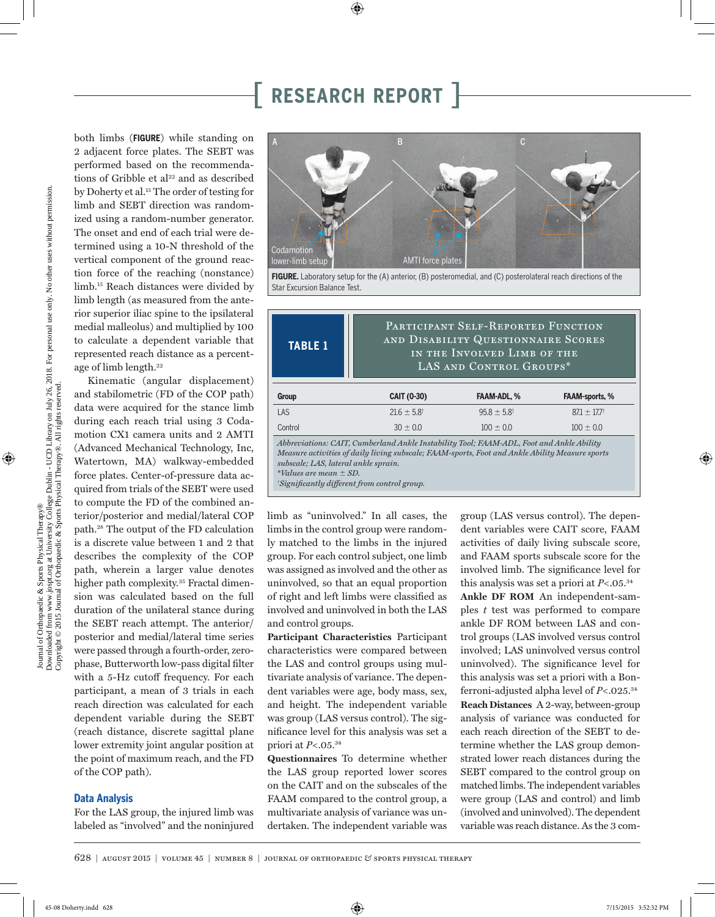both limbs (**FIGURE**) while standing on 2 adjacent force plates. The SEBT was performed based on the recommendations of Gribble et al[22] and as described by Doherty et al.[15] The order of testing for limb and SEBT direction was randomized using a random-number generator. The onset and end of each trial were determined using a 10-N threshold of the vertical component of the ground reaction force of the reaching (nonstance) limb.[15] Reach distances were divided by limb length (as measured from the anterior superior iliac spine to the ipsilateral medial malleolus) and multiplied by 100 to calculate a dependent variable that represented reach distance as a percentage of limb length.[22]

Kinematic (angular displacement) and stabilometric (FD of the COP path) data were acquired for the stance limb during each reach trial using 3 Codamotion CX1 camera units and 2 AMTI (Advanced Mechanical Technology, Inc, Watertown, MA) walkway-embedded force plates. Center-of-pressure data acquired from trials of the SEBT were used to compute the FD of the combined anterior/posterior and medial/lateral COP path.[28] The output of the FD calculation is a discrete value between 1 and 2 that describes the complexity of the COP path, wherein a larger value denotes higher path complexity.[35] Fractal dimension was calculated based on the full duration of the unilateral stance during the SEBT reach attempt. The anterior/posterior and medial/lateral time series were passed through a fourth-order, zero-phase, Butterworth low-pass digital filter with a 5-Hz cutoff frequency. For each participant, a mean of 3 trials in each reach direction was calculated for each dependent variable during the SEBT (reach distance, discrete sagittal plane lower extremity joint angular position at the point of maximum reach, and the FD of the COP path).

**FIGURE.** Laboratory setup for the (A) anterior, (B) posteromedial, and (C) posterolateral reach directions of the Star Excursion Balance Test.

**TABLE 1** Participant Self-Reported Function and Disability Questionnaire Scores in the Involved Limb of the LAS and Control Groups*

| Group | CAIT (0-30) | FAAM-ADL, % | FAAM-sports, % |
|---|---|---|---|
| LAS | 21.6 ± 5.8† | 95.8 ± 5.8† | 87.1 ± 17.7† |
| Control | 30 ± 0.0 | 100 ± 0.0 | 100 ± 0.0 |

*Abbreviations: CAIT, Cumberland Ankle Instability Tool; FAAM-ADL, Foot and Ankle Ability Measure activities of daily living subscale; FAAM-sports, Foot and Ankle Ability Measure sports subscale; LAS, lateral ankle sprain.*
*\*Values are mean ± SD.*
*†Significantly different from control group.*

## Data Analysis

For the LAS group, the injured limb was labeled as "involved" and the noninjured limb as "uninvolved." In all cases, the limbs in the control group were randomly matched to the limbs in the injured group. For each control subject, one limb was assigned as involved and the other as uninvolved, so that an equal proportion of right and left limbs were classified as involved and uninvolved in both the LAS and control groups.

**Participant Characteristics** Participant characteristics were compared between the LAS and control groups using multivariate analysis of variance. The dependent variables were age, body mass, sex, and height. The independent variable was group (LAS versus control). The significance level for this analysis was set a priori at $P<.05$.[34]

**Questionnaires** To determine whether the LAS group reported lower scores on the CAIT and on the subscales of the FAAM compared to the control group, a multivariate analysis of variance was undertaken. The independent variable was group (LAS versus control). The dependent variables were CAIT score, FAAM activities of daily living subscale score, and FAAM sports subscale score for the involved limb. The significance level for this analysis was set a priori at $P<.05$.[34]

**Ankle DF ROM** An independent-samples $t$ test was performed to compare ankle DF ROM between LAS and control groups (LAS involved versus control involved; LAS uninvolved versus control uninvolved). The significance level for this analysis was set a priori with a Bonferroni-adjusted alpha level of $P<.025$.[34]

**Reach Distances** A 2-way, between-group analysis of variance was conducted for each reach direction of the SEBT to determine whether the LAS group demonstrated lower reach distances during the SEBT compared to the control group on matched limbs. The independent variables were group (LAS and control) and limb (involved and uninvolved). The dependent variable was reach distance. As the 3 com-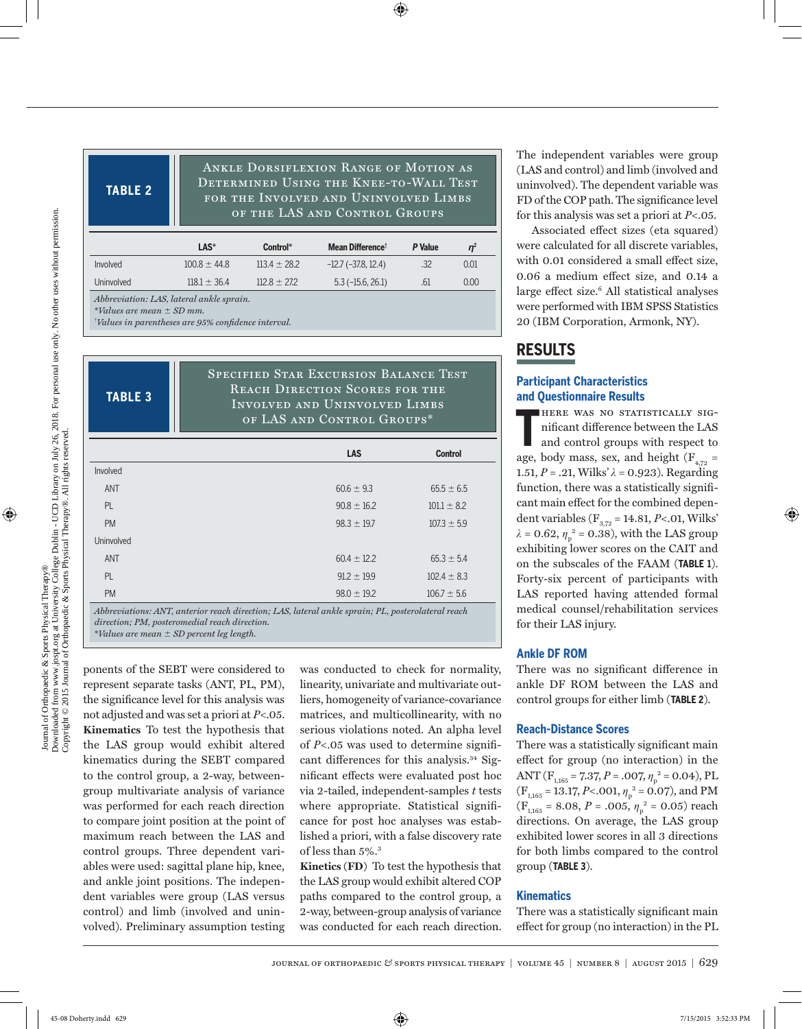**TABLE 2** Ankle Dorsiflexion Range of Motion as Determined Using the Knee-to-Wall Test for the Involved and Uninvolved Limbs of the LAS and Control Groups

| | LAS* | Control* | Mean Difference† | P Value | $\eta^2$ |
|---|---|---|---|---|---|
| Involved | 100.8 ± 44.8 | 113.4 ± 28.2 | –12.7 (–37.8, 12.4) | .32 | 0.01 |
| Uninvolved | 118.1 ± 36.4 | 112.8 ± 27.2 | 5.3 (–15.6, 26.1) | .61 | 0.00 |

*Abbreviation: LAS, lateral ankle sprain.*
*\*Values are mean ± SD mm.*
*†Values in parentheses are 95% confidence interval.*

**TABLE 3** Specified Star Excursion Balance Test Reach Direction Scores for the Involved and Uninvolved Limbs of LAS and Control Groups*

| | LAS | Control |
|---|---|---|
| Involved | | |
| ANT | 60.6 ± 9.3 | 65.5 ± 6.5 |
| PL | 90.8 ± 16.2 | 101.1 ± 8.2 |
| PM | 98.3 ± 19.7 | 107.3 ± 5.9 |
| Uninvolved | | |
| ANT | 60.4 ± 12.2 | 65.3 ± 5.4 |
| PL | 91.2 ± 19.9 | 102.4 ± 8.3 |
| PM | 98.0 ± 19.2 | 106.7 ± 5.6 |

*Abbreviations: ANT, anterior reach direction; LAS, lateral ankle sprain; PL, posterolateral reach direction; PM, posteromedial reach direction.*
*\*Values are mean ± SD percent leg length.*

ponents of the SEBT were considered to represent separate tasks (ANT, PL, PM), the significance level for this analysis was not adjusted and was set a priori at $P<.05$.

**Kinematics** To test the hypothesis that the LAS group would exhibit altered kinematics during the SEBT compared to the control group, a 2-way, between-group multivariate analysis of variance was performed for each reach direction to compare joint position at the point of maximum reach between the LAS and control groups. Three dependent variables were used: sagittal plane hip, knee, and ankle joint positions. The independent variables were group (LAS versus control) and limb (involved and uninvolved). Preliminary assumption testing was conducted to check for normality, linearity, univariate and multivariate outliers, homogeneity of variance-covariance matrices, and multicollinearity, with no serious violations noted. An alpha level of $P<.05$ was used to determine significant differences for this analysis.[34] Significant effects were evaluated post hoc via 2-tailed, independent-samples *t* tests where appropriate. Statistical significance for post hoc analyses was established a priori, with a false discovery rate of less than 5%.[3]

**Kinetics (FD)** To test the hypothesis that the LAS group would exhibit altered COP paths compared to the control group, a 2-way, between-group analysis of variance was conducted for each reach direction. The independent variables were group (LAS and control) and limb (involved and uninvolved). The dependent variable was FD of the COP path. The significance level for this analysis was set a priori at $P<.05$.

Associated effect sizes (eta squared) were calculated for all discrete variables, with 0.01 considered a small effect size, 0.06 a medium effect size, and 0.14 a large effect size.[6] All statistical analyses were performed with IBM SPSS Statistics 20 (IBM Corporation, Armonk, NY).

## RESULTS

### Participant Characteristics and Questionnaire Results

There was no statistically significant difference between the LAS and control groups with respect to age, body mass, sex, and height ($F_{4,72}$ = 1.51, $P$ = .21, Wilks' $\lambda$ = 0.923). Regarding function, there was a statistically significant main effect for the combined dependent variables ($F_{3,72}$ = 14.81, $P<.01$, Wilks' $\lambda$ = 0.62, $\eta_p^2$ = 0.38), with the LAS group exhibiting lower scores on the CAIT and on the subscales of the FAAM (**TABLE 1**). Forty-six percent of participants with LAS reported having attended formal medical counsel/rehabilitation services for their LAS injury.

### Ankle DF ROM

There was no significant difference in ankle DF ROM between the LAS and control groups for either limb (**TABLE 2**).

### Reach-Distance Scores

There was a statistically significant main effect for group (no interaction) in the ANT ($F_{1,165}$ = 7.37, $P$ = .007, $\eta_p^2$ = 0.04), PL ($F_{1,165}$ = 13.17, $P<.001$, $\eta_p^2$ = 0.07), and PM ($F_{1,165}$ = 8.08, $P$ = .005, $\eta_p^2$ = 0.05) reach directions. On average, the LAS group exhibited lower scores in all 3 directions for both limbs compared to the control group (**TABLE 3**).

### Kinematics

There was a statistically significant main effect for group (no interaction) in the PL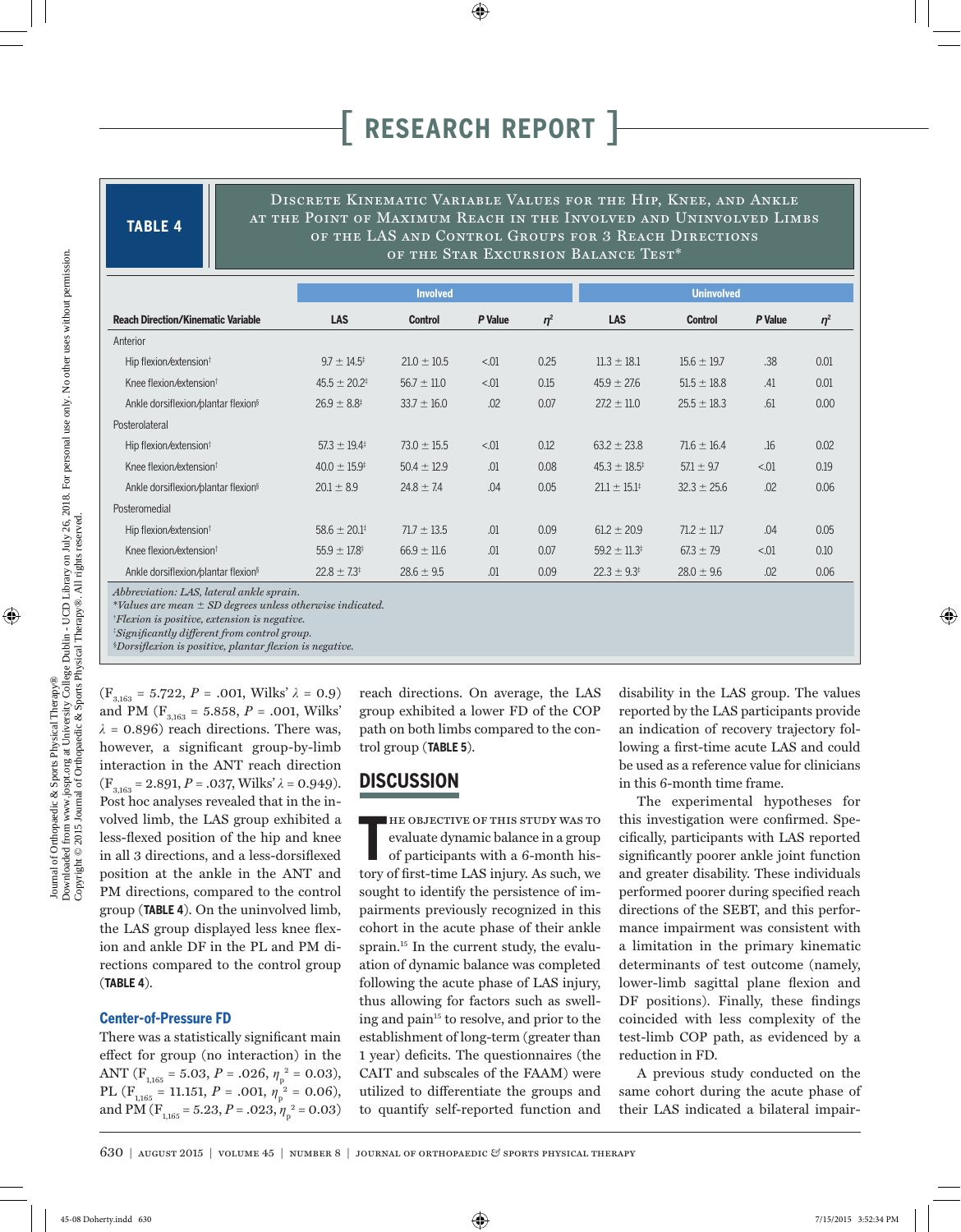**TABLE 4** Discrete Kinematic Variable Values for the Hip, Knee, and Ankle at the Point of Maximum Reach in the Involved and Uninvolved Limbs of the LAS and Control Groups for 3 Reach Directions of the Star Excursion Balance Test*

| | Involved | | | | Uninvolved | | | |
|---|---|---|---|---|---|---|---|---|
| Reach Direction/Kinematic Variable | LAS | Control | P Value | $\eta^2$ | LAS | Control | P Value | $\eta^2$ |
| Anterior | | | | | | | | |
| Hip flexion/extension† | 9.7 ± 14.5‡ | 21.0 ± 10.5 | <.01 | 0.25 | 11.3 ± 18.1 | 15.6 ± 19.7 | .38 | 0.01 |
| Knee flexion/extension† | 45.5 ± 20.2‡ | 56.7 ± 11.0 | <.01 | 0.15 | 45.9 ± 27.6 | 51.5 ± 18.8 | .41 | 0.01 |
| Ankle dorsiflexion/plantar flexion§ | 26.9 ± 8.8‡ | 33.7 ± 16.0 | .02 | 0.07 | 27.2 ± 11.0 | 25.5 ± 18.3 | .61 | 0.00 |
| Posterolateral | | | | | | | | |
| Hip flexion/extension† | 57.3 ± 19.4‡ | 73.0 ± 15.5 | <.01 | 0.12 | 63.2 ± 23.8 | 71.6 ± 16.4 | .16 | 0.02 |
| Knee flexion/extension† | 40.0 ± 15.9‡ | 50.4 ± 12.9 | .01 | 0.08 | 45.3 ± 18.5‡ | 57.1 ± 9.7 | <.01 | 0.19 |
| Ankle dorsiflexion/plantar flexion§ | 20.1 ± 8.9 | 24.8 ± 7.4 | .04 | 0.05 | 21.1 ± 15.1‡ | 32.3 ± 25.6 | .02 | 0.06 |
| Posteromedial | | | | | | | | |
| Hip flexion/extension† | 58.6 ± 20.1‡ | 71.7 ± 13.5 | .01 | 0.09 | 61.2 ± 20.9 | 71.2 ± 11.7 | .04 | 0.05 |
| Knee flexion/extension† | 55.9 ± 17.8‡ | 66.9 ± 11.6 | .01 | 0.07 | 59.2 ± 11.3‡ | 67.3 ± 7.9 | <.01 | 0.10 |
| Ankle dorsiflexion/plantar flexion§ | 22.8 ± 7.3‡ | 28.6 ± 9.5 | .01 | 0.09 | 22.3 ± 9.3‡ | 28.0 ± 9.6 | .02 | 0.06 |

*Abbreviation: LAS, lateral ankle sprain.*
*\*Values are mean ± SD degrees unless otherwise indicated.*
*†Flexion is positive, extension is negative.*
*‡Significantly different from control group.*
*§Dorsiflexion is positive, plantar flexion is negative.*

($F_{3,163}$ = 5.722, $P$ = .001, Wilks' $\lambda$ = 0.9) and PM ($F_{3,163}$ = 5.858, $P$ = .001, Wilks' $\lambda$ = 0.896) reach directions. There was, however, a significant group-by-limb interaction in the ANT reach direction ($F_{3,163}$ = 2.891, $P$ = .037, Wilks' $\lambda$ = 0.949). Post hoc analyses revealed that in the involved limb, the LAS group exhibited a less-flexed position of the hip and knee in all 3 directions, and a less-dorsiflexed position at the ankle in the ANT and PM directions, compared to the control group (**TABLE 4**). On the uninvolved limb, the LAS group displayed less knee flexion and ankle DF in the PL and PM directions compared to the control group (**TABLE 4**).

### Center-of-Pressure FD

There was a statistically significant main effect for group (no interaction) in the ANT ($F_{1,165}$ = 5.03, $P$ = .026, $\eta_p^2$ = 0.03), PL ($F_{1,165}$ = 11.151, $P$ = .001, $\eta_p^2$ = 0.06), and PM ($F_{1,165}$ = 5.23, $P$ = .023, $\eta_p^2$ = 0.03) reach directions. On average, the LAS group exhibited a lower FD of the COP path on both limbs compared to the control group (**TABLE 5**).

## DISCUSSION

The objective of this study was to evaluate dynamic balance in a group of participants with a 6-month history of first-time LAS injury. As such, we sought to identify the persistence of impairments previously recognized in this cohort in the acute phase of their ankle sprain.[15] In the current study, the evaluation of dynamic balance was completed following the acute phase of LAS injury, thus allowing for factors such as swelling and pain[15] to resolve, and prior to the establishment of long-term (greater than 1 year) deficits. The questionnaires (the CAIT and subscales of the FAAM) were utilized to differentiate the groups and to quantify self-reported function and disability in the LAS group. The values reported by the LAS participants provide an indication of recovery trajectory following a first-time acute LAS and could be used as a reference value for clinicians in this 6-month time frame.

The experimental hypotheses for this investigation were confirmed. Specifically, participants with LAS reported significantly poorer ankle joint function and greater disability. These individuals performed poorer during specified reach directions of the SEBT, and this performance impairment was consistent with a limitation in the primary kinematic determinants of test outcome (namely, lower-limb sagittal plane flexion and DF positions). Finally, these findings coincided with less complexity of the test-limb COP path, as evidenced by a reduction in FD.

A previous study conducted on the same cohort during the acute phase of their LAS indicated a bilateral impair-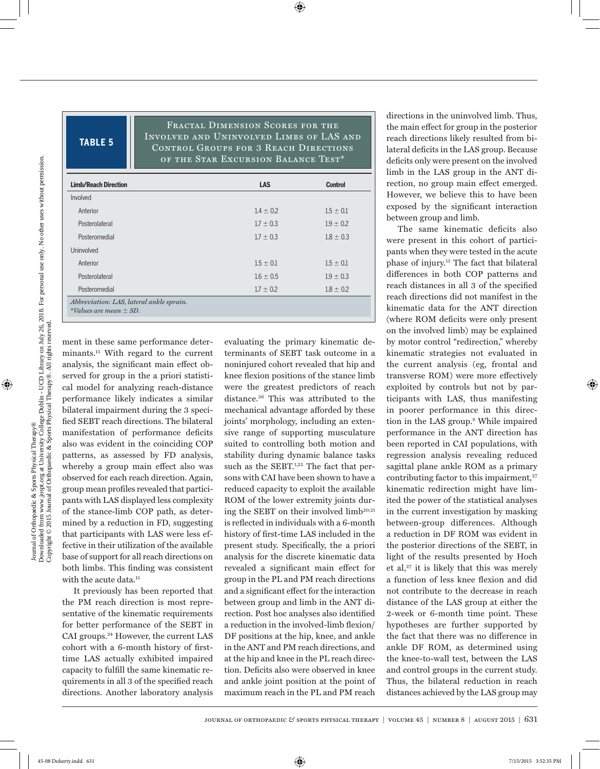**TABLE 5** Fractal Dimension Scores for the Involved and Uninvolved Limbs of LAS and Control Groups for 3 Reach Directions of the Star Excursion Balance Test*

| Limb/Reach Direction | LAS | Control |
|---|---|---|
| Involved | | |
| Anterior | 1.4 ± 0.2 | 1.5 ± 0.1 |
| Posterolateral | 1.7 ± 0.3 | 1.9 ± 0.2 |
| Posteromedial | 1.7 ± 0.3 | 1.8 ± 0.3 |
| Uninvolved | | |
| Anterior | 1.5 ± 0.1 | 1.5 ± 0.1 |
| Posterolateral | 1.6 ± 0.5 | 1.9 ± 0.3 |
| Posteromedial | 1.7 ± 0.2 | 1.8 ± 0.2 |

*Abbreviation: LAS, lateral ankle sprain.*
*\*Values are mean ± SD.*

ment in these same performance determinants.[15] With regard to the current analysis, the significant main effect observed for group in the a priori statistical model for analyzing reach-distance performance likely indicates a similar bilateral impairment during the 3 specified SEBT reach directions. The bilateral manifestation of performance deficits also was evident in the coinciding COP patterns, as assessed by FD analysis, whereby a group main effect also was observed for each reach direction. Again, group mean profiles revealed that participants with LAS displayed less complexity of the stance-limb COP path, as determined by a reduction in FD, suggesting that participants with LAS were less effective in their utilization of the available base of support for all reach directions on both limbs. This finding was consistent with the acute data.[15]

It previously has been reported that the PM reach direction is most representative of the kinematic requirements for better performance of the SEBT in CAI groups.[24] However, the current LAS cohort with a 6-month history of first-time LAS actually exhibited impaired capacity to fulfill the same kinematic requirements in all 3 of the specified reach directions. Another laboratory analysis evaluating the primary kinematic determinants of SEBT task outcome in a noninjured cohort revealed that hip and knee flexion positions of the stance limb were the greatest predictors of reach distance.[36] This was attributed to the mechanical advantage afforded by these joints' morphology, including an extensive range of supporting musculature suited to controlling both motion and stability during dynamic balance tasks such as the SEBT.[1,22] The fact that persons with CAI have been shown to have a reduced capacity to exploit the available ROM of the lower extremity joints during the SEBT on their involved limb[20,21] is reflected in individuals with a 6-month history of first-time LAS included in the present study. Specifically, the a priori analysis for the discrete kinematic data revealed a significant main effect for group in the PL and PM reach directions and a significant effect for the interaction between group and limb in the ANT direction. Post hoc analyses also identified a reduction in the involved-limb flexion/DF positions at the hip, knee, and ankle in the ANT and PM reach directions, and at the hip and knee in the PL reach direction. Deficits also were observed in knee and ankle joint position at the point of maximum reach in the PL and PM reach directions in the uninvolved limb. Thus, the main effect for group in the posterior reach directions likely resulted from bilateral deficits in the LAS group. Because deficits only were present on the involved limb in the LAS group in the ANT direction, no group main effect emerged. However, we believe this to have been exposed by the significant interaction between group and limb.

The same kinematic deficits also were present in this cohort of participants when they were tested in the acute phase of injury.[15] The fact that bilateral differences in both COP patterns and reach distances in all 3 of the specified reach directions did not manifest in the kinematic data for the ANT direction (where ROM deficits were only present on the involved limb) may be explained by motor control "redirection," whereby kinematic strategies not evaluated in the current analysis (eg, frontal and transverse ROM) were more effectively exploited by controls but not by participants with LAS, thus manifesting in poorer performance in this direction in the LAS group.[8] While impaired performance in the ANT direction has been reported in CAI populations, with regression analysis revealing reduced sagittal plane ankle ROM as a primary contributing factor to this impairment,[27] kinematic redirection might have limited the power of the statistical analyses in the current investigation by masking between-group differences. Although a reduction in DF ROM was evident in the posterior directions of the SEBT, in light of the results presented by Hoch et al,[27] it is likely that this was merely a function of less knee flexion and did not contribute to the decrease in reach distance of the LAS group at either the 2-week or 6-month time point. These hypotheses are further supported by the fact that there was no difference in ankle DF ROM, as determined using the knee-to-wall test, between the LAS and control groups in the current study. Thus, the bilateral reduction in reach distances achieved by the LAS group may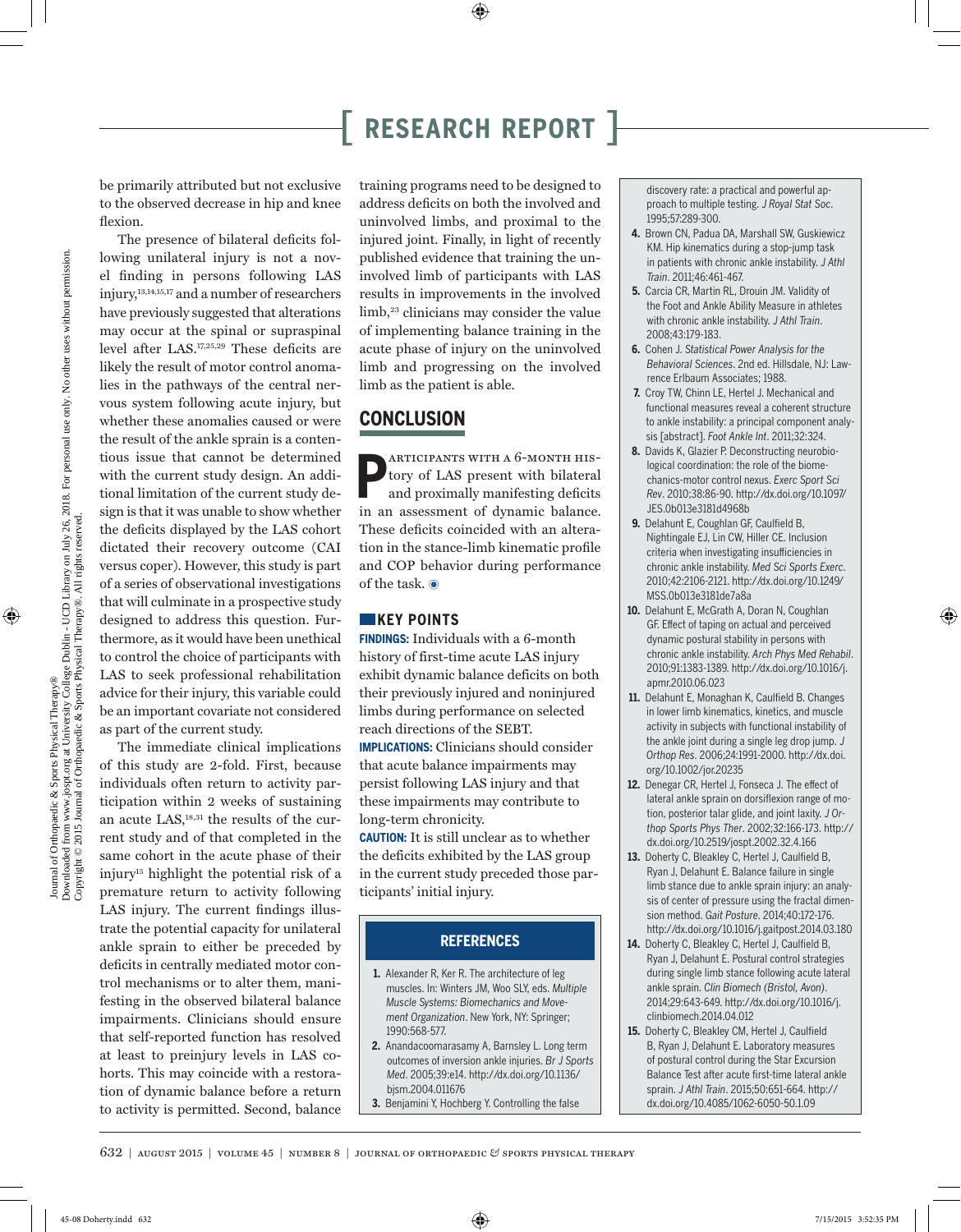be primarily attributed but not exclusive to the observed decrease in hip and knee flexion.

The presence of bilateral deficits following unilateral injury is not a novel finding in persons following LAS injury,[13,14,15,17] and a number of researchers have previously suggested that alterations may occur at the spinal or supraspinal level after LAS.[17,25,29] These deficits are likely the result of motor control anomalies in the pathways of the central nervous system following acute injury, but whether these anomalies caused or were the result of the ankle sprain is a contentious issue that cannot be determined with the current study design. An additional limitation of the current study design is that it was unable to show whether the deficits displayed by the LAS cohort dictated their recovery outcome (CAI versus coper). However, this study is part of a series of observational investigations that will culminate in a prospective study designed to address this question. Furthermore, as it would have been unethical to control the choice of participants with LAS to seek professional rehabilitation advice for their injury, this variable could be an important covariate not considered as part of the current study.

The immediate clinical implications of this study are 2-fold. First, because individuals often return to activity participation within 2 weeks of sustaining an acute LAS,[18,31] the results of the current study and of that completed in the same cohort in the acute phase of their injury[15] highlight the potential risk of a premature return to activity following LAS injury. The current findings illustrate the potential capacity for unilateral ankle sprain to either be preceded by deficits in centrally mediated motor control mechanisms or to alter them, manifesting in the observed bilateral balance impairments. Clinicians should ensure that self-reported function has resolved at least to preinjury levels in LAS cohorts. This may coincide with a restoration of dynamic balance before a return to activity is permitted. Second, balance training programs need to be designed to address deficits on both the involved and uninvolved limbs, and proximal to the injured joint. Finally, in light of recently published evidence that training the uninvolved limb of participants with LAS results in improvements in the involved limb,[23] clinicians may consider the value of implementing balance training in the acute phase of injury on the uninvolved limb and progressing on the involved limb as the patient is able.

## CONCLUSION

Participants with a 6-month history of LAS present with bilateral and proximally manifesting deficits in an assessment of dynamic balance. These deficits coincided with an alteration in the stance-limb kinematic profile and COP behavior during performance of the task.

### KEY POINTS

**FINDINGS:** Individuals with a 6-month history of first-time acute LAS injury exhibit dynamic balance deficits on both their previously injured and noninjured limbs during performance on selected reach directions of the SEBT.

**IMPLICATIONS:** Clinicians should consider that acute balance impairments may persist following LAS injury and that these impairments may contribute to long-term chronicity.

**CAUTION:** It is still unclear as to whether the deficits exhibited by the LAS group in the current study preceded those participants' initial injury.

## REFERENCES

1. Alexander R, Ker R. The architecture of leg muscles. In: Winters JM, Woo SLY, eds. *Multiple Muscle Systems: Biomechanics and Movement Organization*. New York, NY: Springer; 1990:568-577.
2. Anandacoomarasamy A, Barnsley L. Long term outcomes of inversion ankle injuries. *Br J Sports Med*. 2005;39:e14. http://dx.doi.org/10.1136/bjsm.2004.011676
3. Benjamini Y, Hochberg Y. Controlling the false discovery rate: a practical and powerful approach to multiple testing. *J Royal Stat Soc*. 1995;57:289-300.
4. Brown CN, Padua DA, Marshall SW, Guskiewicz KM. Hip kinematics during a stop-jump task in patients with chronic ankle instability. *J Athl Train*. 2011;46:461-467.
5. Carcia CR, Martin RL, Drouin JM. Validity of the Foot and Ankle Ability Measure in athletes with chronic ankle instability. *J Athl Train*. 2008;43:179-183.
6. Cohen J. *Statistical Power Analysis for the Behavioral Sciences*. 2nd ed. Hillsdale, NJ: Lawrence Erlbaum Associates; 1988.
7. Croy TW, Chinn LE, Hertel J. Mechanical and functional measures reveal a coherent structure to ankle instability: a principal component analysis [abstract]. *Foot Ankle Int*. 2011;32:324.
8. Davids K, Glazier P. Deconstructing neurobiological coordination: the role of the biomechanics-motor control nexus. *Exerc Sport Sci Rev*. 2010;38:86-90. http://dx.doi.org/10.1097/JES.0b013e3181d4968b
9. Delahunt E, Coughlan GF, Caulfield B, Nightingale EJ, Lin CW, Hiller CE. Inclusion criteria when investigating insufficiencies in chronic ankle instability. *Med Sci Sports Exerc*. 2010;42:2106-2121. http://dx.doi.org/10.1249/MSS.0b013e3181de7a8a
10. Delahunt E, McGrath A, Doran N, Coughlan GF. Effect of taping on actual and perceived dynamic postural stability in persons with chronic ankle instability. *Arch Phys Med Rehabil*. 2010;91:1383-1389. http://dx.doi.org/10.1016/j.apmr.2010.06.023
11. Delahunt E, Monaghan K, Caulfield B. Changes in lower limb kinematics, kinetics, and muscle activity in subjects with functional instability of the ankle joint during a single leg drop jump. *J Orthop Res*. 2006;24:1991-2000. http://dx.doi.org/10.1002/jor.20235
12. Denegar CR, Hertel J, Fonseca J. The effect of lateral ankle sprain on dorsiflexion range of motion, posterior talar glide, and joint laxity. *J Orthop Sports Phys Ther*. 2002;32:166-173. http://dx.doi.org/10.2519/jospt.2002.32.4.166
13. Doherty C, Bleakley C, Hertel J, Caulfield B, Ryan J, Delahunt E. Balance failure in single limb stance due to ankle sprain injury: an analysis of center of pressure using the fractal dimension method. *Gait Posture*. 2014;40:172-176. http://dx.doi.org/10.1016/j.gaitpost.2014.03.180
14. Doherty C, Bleakley C, Hertel J, Caulfield B, Ryan J, Delahunt E. Postural control strategies during single limb stance following acute lateral ankle sprain. *Clin Biomech (Bristol, Avon)*. 2014;29:643-649. http://dx.doi.org/10.1016/j.clinbiomech.2014.04.012
15. Doherty C, Bleakley CM, Hertel J, Caulfield B, Ryan J, Delahunt E. Laboratory measures of postural control during the Star Excursion Balance Test after acute first-time lateral ankle sprain. *J Athl Train*. 2015;50:651-664. http://dx.doi.org/10.4085/1062-6050-50.1.09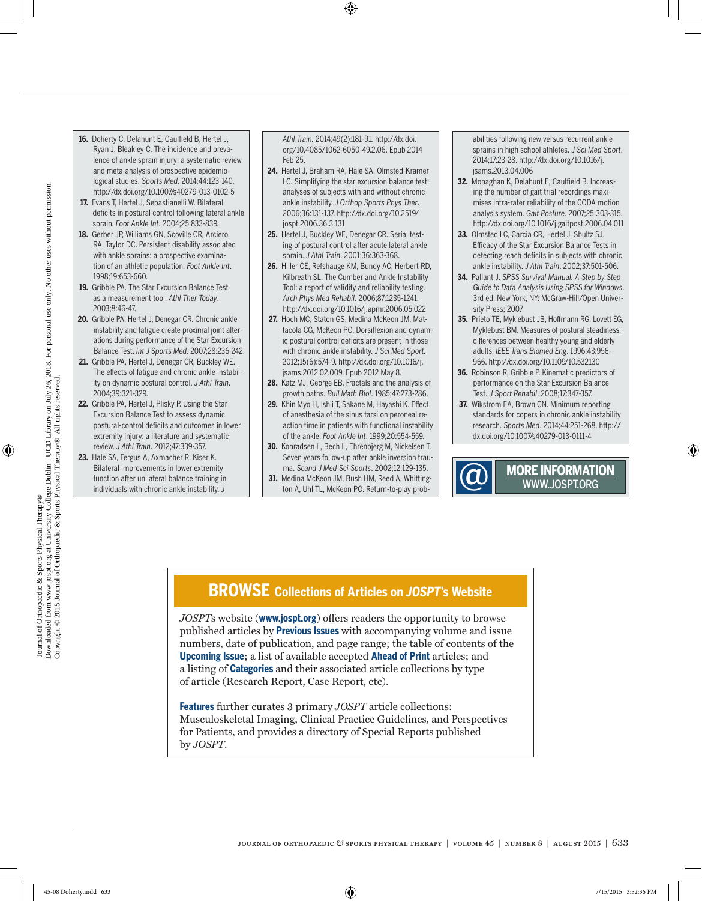16. Doherty C, Delahunt E, Caulfield B, Hertel J, Ryan J, Bleakley C. The incidence and prevalence of ankle sprain injury: a systematic review and meta-analysis of prospective epidemiological studies. *Sports Med*. 2014;44:123-140. http://dx.doi.org/10.1007/s40279-013-0102-5
17. Evans T, Hertel J, Sebastianelli W. Bilateral deficits in postural control following lateral ankle sprain. *Foot Ankle Int*. 2004;25:833-839.
18. Gerber JP, Williams GN, Scoville CR, Arciero RA, Taylor DC. Persistent disability associated with ankle sprains: a prospective examination of an athletic population. *Foot Ankle Int*. 1998;19:653-660.
19. Gribble PA. The Star Excursion Balance Test as a measurement tool. *Athl Ther Today*. 2003;8:46-47.
20. Gribble PA, Hertel J, Denegar CR. Chronic ankle instability and fatigue create proximal joint alterations during performance of the Star Excursion Balance Test. *Int J Sports Med*. 2007;28:236-242.
21. Gribble PA, Hertel J, Denegar CR, Buckley WE. The effects of fatigue and chronic ankle instability on dynamic postural control. *J Athl Train*. 2004;39:321-329.
22. Gribble PA, Hertel J, Plisky P. Using the Star Excursion Balance Test to assess dynamic postural-control deficits and outcomes in lower extremity injury: a literature and systematic review. *J Athl Train*. 2012;47:339-357.
23. Hale SA, Fergus A, Axmacher R, Kiser K. Bilateral improvements in lower extremity function after unilateral balance training in individuals with chronic ankle instability. *J Athl Train*. 2014;49(2):181-91. http://dx.doi.org/10.4085/1062-6050-49.2.06. Epub 2014 Feb 25.
24. Hertel J, Braham RA, Hale SA, Olmsted-Kramer LC. Simplifying the star excursion balance test: analyses of subjects with and without chronic ankle instability. *J Orthop Sports Phys Ther*. 2006;36:131-137. http://dx.doi.org/10.2519/jospt.2006.36.3.131
25. Hertel J, Buckley WE, Denegar CR. Serial testing of postural control after acute lateral ankle sprain. *J Athl Train*. 2001;36:363-368.
26. Hiller CE, Refshauge KM, Bundy AC, Herbert RD, Kilbreath SL. The Cumberland Ankle Instability Tool: a report of validity and reliability testing. *Arch Phys Med Rehabil*. 2006;87:1235-1241. http://dx.doi.org/10.1016/j.apmr.2006.05.022
27. Hoch MC, Staton GS, Medina McKeon JM, Mattacola CG, McKeon PO. Dorsiflexion and dynamic postural control deficits are present in those with chronic ankle instability. *J Sci Med Sport*. 2012;15(6):574-9. http://dx.doi.org/10.1016/j.jsams.2012.02.009. Epub 2012 May 8.
28. Katz MJ, George EB. Fractals and the analysis of growth paths. *Bull Math Biol*. 1985;47:273-286.
29. Khin Myo H, Ishii T, Sakane M, Hayashi K. Effect of anesthesia of the sinus tarsi on peroneal reaction time in patients with functional instability of the ankle. *Foot Ankle Int*. 1999;20:554-559.
30. Konradsen L, Bech L, Ehrenbjerg M, Nickelsen T. Seven years follow-up after ankle inversion trauma. *Scand J Med Sci Sports*. 2002;12:129-135.
31. Medina McKeon JM, Bush HM, Reed A, Whittington A, Uhl TL, McKeon PO. Return-to-play probabilities following new versus recurrent ankle sprains in high school athletes. *J Sci Med Sport*. 2014;17:23-28. http://dx.doi.org/10.1016/j.jsams.2013.04.006
32. Monaghan K, Delahunt E, Caulfield B. Increasing the number of gait trial recordings maximises intra-rater reliability of the CODA motion analysis system. *Gait Posture*. 2007;25:303-315. http://dx.doi.org/10.1016/j.gaitpost.2006.04.011
33. Olmsted LC, Carcia CR, Hertel J, Shultz SJ. Efficacy of the Star Excursion Balance Tests in detecting reach deficits in subjects with chronic ankle instability. *J Athl Train*. 2002;37:501-506.
34. Pallant J. *SPSS Survival Manual: A Step by Step Guide to Data Analysis Using SPSS for Windows*. 3rd ed. New York, NY: McGraw-Hill/Open University Press; 2007.
35. Prieto TE, Myklebust JB, Hoffmann RG, Lovett EG, Myklebust BM. Measures of postural steadiness: differences between healthy young and elderly adults. *IEEE Trans Biomed Eng*. 1996;43:956-966. http://dx.doi.org/10.1109/10.532130
36. Robinson R, Gribble P. Kinematic predictors of performance on the Star Excursion Balance Test. *J Sport Rehabil*. 2008;17:347-357.
37. Wikstrom EA, Brown CN. Minimum reporting standards for copers in chronic ankle instability research. *Sports Med*. 2014;44:251-268. http://dx.doi.org/10.1007/s40279-013-0111-4

**MORE INFORMATION**
WWW.JOSPT.ORG

## BROWSE Collections of Articles on *JOSPT*'s Website

*JOSPT*'s website (**www.jospt.org**) offers readers the opportunity to browse published articles by **Previous Issues** with accompanying volume and issue numbers, date of publication, and page range; the table of contents of the **Upcoming Issue**; a list of available accepted **Ahead of Print** articles; and a listing of **Categories** and their associated article collections by type of article (Research Report, Case Report, etc).

**Features** further curates 3 primary *JOSPT* article collections: Musculoskeletal Imaging, Clinical Practice Guidelines, and Perspectives for Patients, and provides a directory of Special Reports published by *JOSPT*.